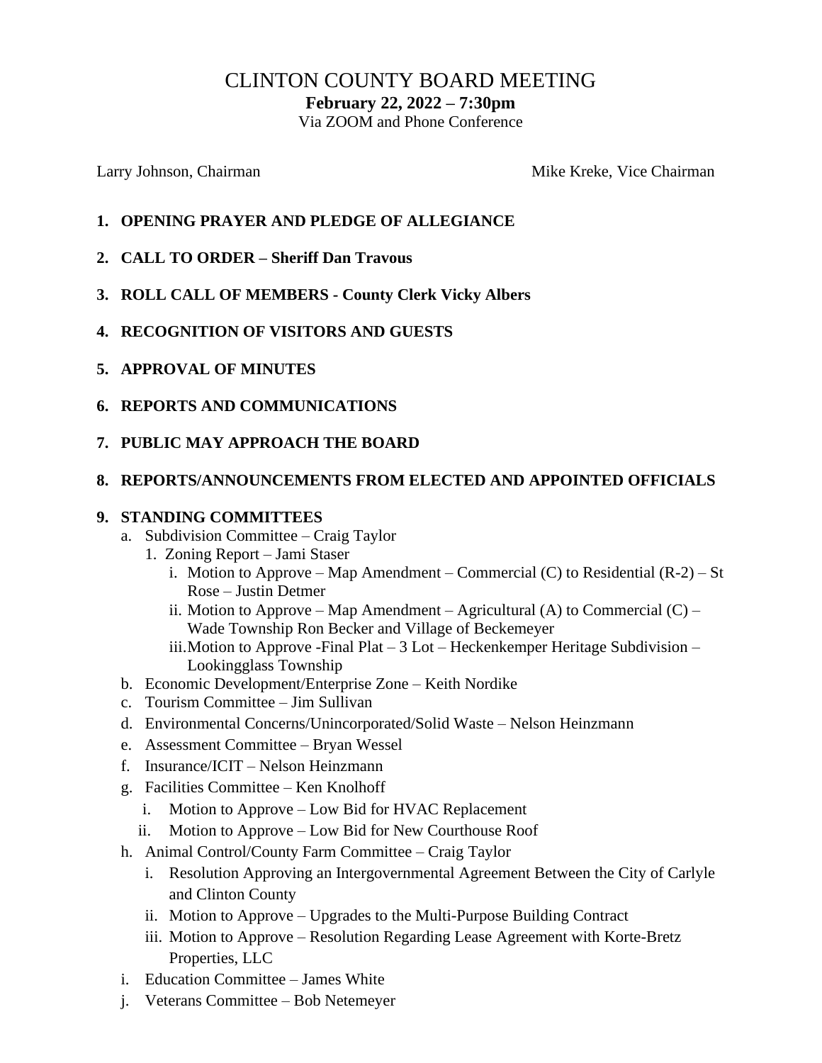# CLINTON COUNTY BOARD MEETING

**February 22, 2022 – 7:30pm**

Via ZOOM and Phone Conference

Larry Johnson, Chairman    Mike Kreke, Vice Chairman

1. **OPENING PRAYER AND PLEDGE OF ALLEGIANCE**
2. **CALL TO ORDER – Sheriff Dan Travous**
3. **ROLL CALL OF MEMBERS - County Clerk Vicky Albers**
4. **RECOGNITION OF VISITORS AND GUESTS**
5. **APPROVAL OF MINUTES**
6. **REPORTS AND COMMUNICATIONS**
7. **PUBLIC MAY APPROACH THE BOARD**
8. **REPORTS/ANNOUNCEMENTS FROM ELECTED AND APPOINTED OFFICIALS**
9. **STANDING COMMITTEES**
   a. Subdivision Committee – Craig Taylor
      1. Zoning Report – Jami Staser
         i. Motion to Approve – Map Amendment – Commercial (C) to Residential (R-2) – St Rose – Justin Detmer
         ii. Motion to Approve – Map Amendment – Agricultural (A) to Commercial (C) – Wade Township Ron Becker and Village of Beckemeyer
         iii. Motion to Approve -Final Plat – 3 Lot – Heckenkemper Heritage Subdivision – Lookingglass Township
   b. Economic Development/Enterprise Zone – Keith Nordike
   c. Tourism Committee – Jim Sullivan
   d. Environmental Concerns/Unincorporated/Solid Waste – Nelson Heinzmann
   e. Assessment Committee – Bryan Wessel
   f. Insurance/ICIT – Nelson Heinzmann
   g. Facilities Committee – Ken Knolhoff
      i. Motion to Approve – Low Bid for HVAC Replacement
      ii. Motion to Approve – Low Bid for New Courthouse Roof
   h. Animal Control/County Farm Committee – Craig Taylor
      i. Resolution Approving an Intergovernmental Agreement Between the City of Carlyle and Clinton County
      ii. Motion to Approve – Upgrades to the Multi-Purpose Building Contract
      iii. Motion to Approve – Resolution Regarding Lease Agreement with Korte-Bretz Properties, LLC
   i. Education Committee – James White
   j. Veterans Committee – Bob Netemeyer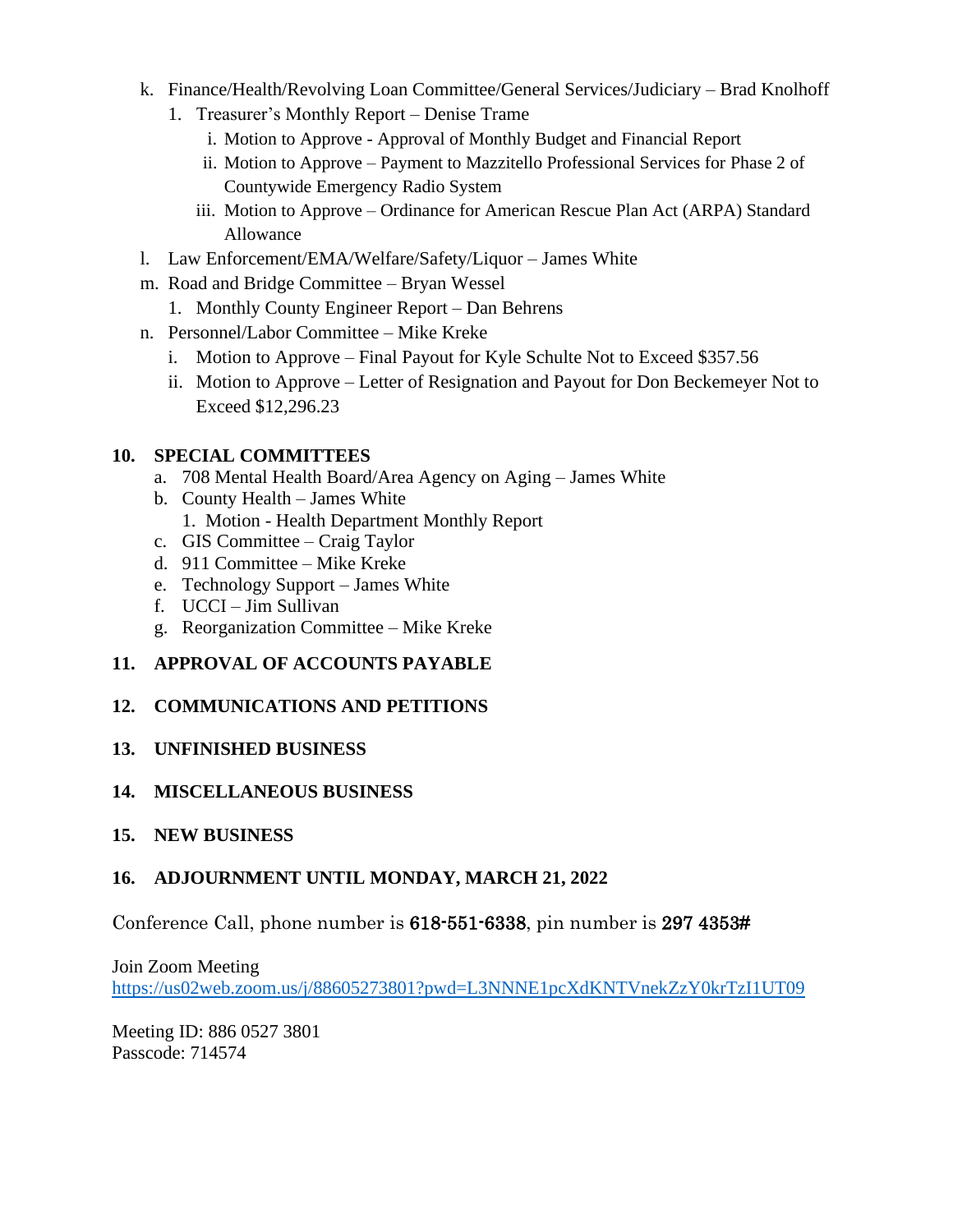k. Finance/Health/Revolving Loan Committee/General Services/Judiciary – Brad Knolhoff
   1. Treasurer's Monthly Report – Denise Trame
      i. Motion to Approve - Approval of Monthly Budget and Financial Report
      ii. Motion to Approve – Payment to Mazzitello Professional Services for Phase 2 of Countywide Emergency Radio System
      iii. Motion to Approve – Ordinance for American Rescue Plan Act (ARPA) Standard Allowance

l. Law Enforcement/EMA/Welfare/Safety/Liquor – James White

m. Road and Bridge Committee – Bryan Wessel
   1. Monthly County Engineer Report – Dan Behrens

n. Personnel/Labor Committee – Mike Kreke
   i. Motion to Approve – Final Payout for Kyle Schulte Not to Exceed $357.56
   ii. Motion to Approve – Letter of Resignation and Payout for Don Beckemeyer Not to Exceed $12,296.23

**10. SPECIAL COMMITTEES**

a. 708 Mental Health Board/Area Agency on Aging – James White

b. County Health – James White
   1. Motion - Health Department Monthly Report

c. GIS Committee – Craig Taylor

d. 911 Committee – Mike Kreke

e. Technology Support – James White

f. UCCI – Jim Sullivan

g. Reorganization Committee – Mike Kreke

**11. APPROVAL OF ACCOUNTS PAYABLE**

**12. COMMUNICATIONS AND PETITIONS**

**13. UNFINISHED BUSINESS**

**14. MISCELLANEOUS BUSINESS**

**15. NEW BUSINESS**

**16. ADJOURNMENT UNTIL MONDAY, MARCH 21, 2022**

Conference Call, phone number is **618-551-6338**, pin number is **297 4353#**

Join Zoom Meeting
https://us02web.zoom.us/j/88605273801?pwd=L3NNNE1pcXdKNTVnekZzY0krTzI1UT09

Meeting ID: 886 0527 3801
Passcode: 714574